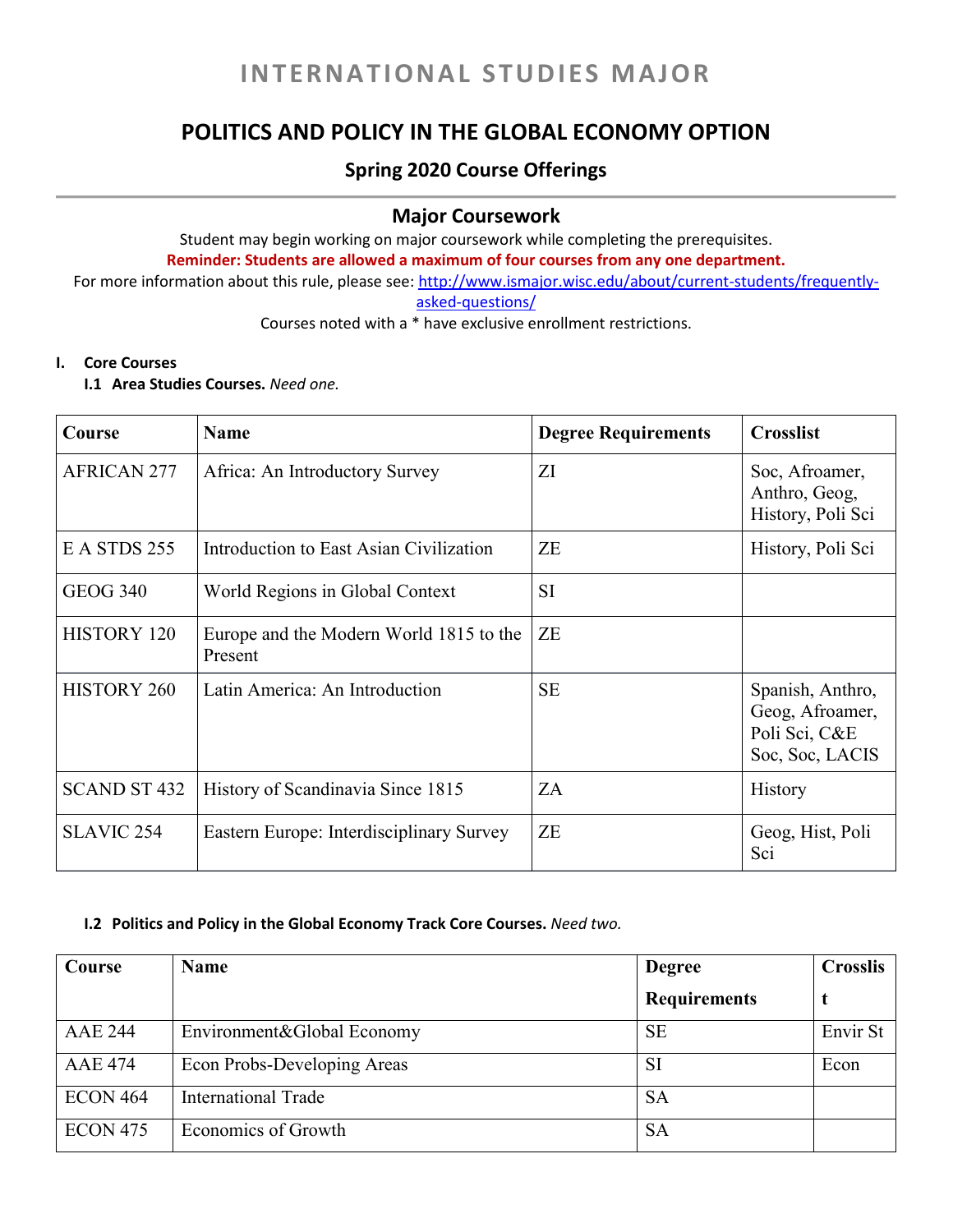# INTERNATIONAL STUDIES MAJOR

## POLITICS AND POLICY IN THE GLOBAL ECONOMY OPTION

### Spring 2020 Course Offerings

---

### Major Coursework

Student may begin working on major coursework while completing the prerequisites.

**Reminder: Students are allowed a maximum of four courses from any one department.**

For more information about this rule, please see: http://www.ismajor.wisc.edu/about/current-students/frequently-asked-questions/

Courses noted with a * have exclusive enrollment restrictions.

**I. Core Courses**

**I.1 Area Studies Courses.** *Need one.*

| Course | Name | Degree Requirements | Crosslist |
|---|---|---|---|
| AFRICAN 277 | Africa: An Introductory Survey | ZI | Soc, Afroamer, Anthro, Geog, History, Poli Sci |
| E A STDS 255 | Introduction to East Asian Civilization | ZE | History, Poli Sci |
| GEOG 340 | World Regions in Global Context | SI | |
| HISTORY 120 | Europe and the Modern World 1815 to the Present | ZE | |
| HISTORY 260 | Latin America: An Introduction | SE | Spanish, Anthro, Geog, Afroamer, Poli Sci, C&E Soc, Soc, LACIS |
| SCAND ST 432 | History of Scandinavia Since 1815 | ZA | History |
| SLAVIC 254 | Eastern Europe: Interdisciplinary Survey | ZE | Geog, Hist, Poli Sci |

**I.2 Politics and Policy in the Global Economy Track Core Courses.** *Need two.*

| Course | Name | Degree Requirements | Crosslist |
|---|---|---|---|
| AAE 244 | Environment&Global Economy | SE | Envir St |
| AAE 474 | Econ Probs-Developing Areas | SI | Econ |
| ECON 464 | International Trade | SA | |
| ECON 475 | Economics of Growth | SA | |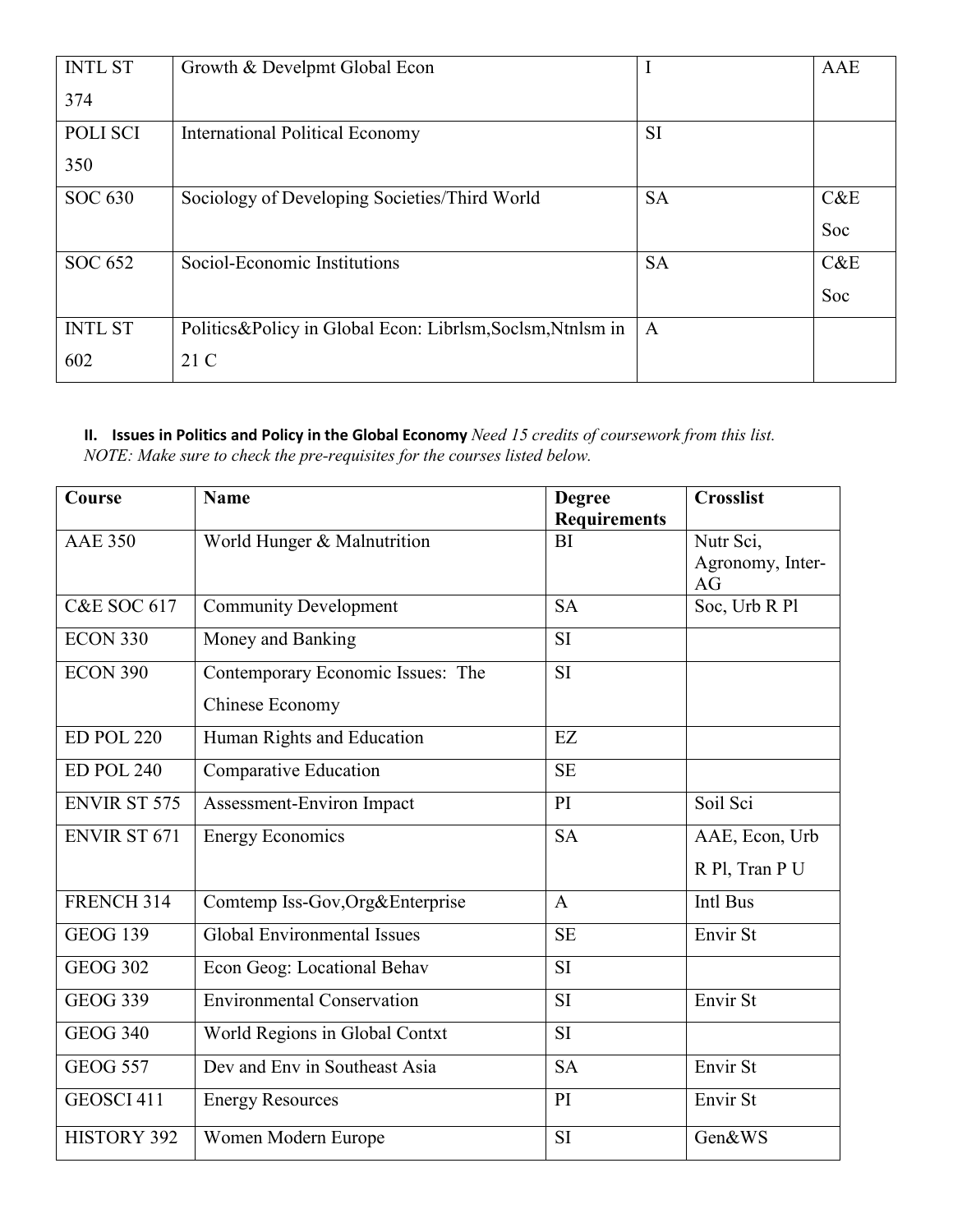| INTL ST 374 | Growth & Develpmt Global Econ | I | AAE |
|---|---|---|---|
| POLI SCI 350 | International Political Economy | SI | |
| SOC 630 | Sociology of Developing Societies/Third World | SA | C&E Soc |
| SOC 652 | Sociol-Economic Institutions | SA | C&E Soc |
| INTL ST 602 | Politics&Policy in Global Econ: Librlsm,Soclsm,Ntnlsm in 21 C | A | |

**II. Issues in Politics and Policy in the Global Economy** *Need 15 credits of coursework from this list. NOTE: Make sure to check the pre-requisites for the courses listed below.*

| Course | Name | Degree Requirements | Crosslist |
|---|---|---|---|
| AAE 350 | World Hunger & Malnutrition | BI | Nutr Sci, Agronomy, Inter-AG |
| C&E SOC 617 | Community Development | SA | Soc, Urb R Pl |
| ECON 330 | Money and Banking | SI | |
| ECON 390 | Contemporary Economic Issues: The Chinese Economy | SI | |
| ED POL 220 | Human Rights and Education | EZ | |
| ED POL 240 | Comparative Education | SE | |
| ENVIR ST 575 | Assessment-Environ Impact | PI | Soil Sci |
| ENVIR ST 671 | Energy Economics | SA | AAE, Econ, Urb R Pl, Tran P U |
| FRENCH 314 | Comtemp Iss-Gov,Org&Enterprise | A | Intl Bus |
| GEOG 139 | Global Environmental Issues | SE | Envir St |
| GEOG 302 | Econ Geog: Locational Behav | SI | |
| GEOG 339 | Environmental Conservation | SI | Envir St |
| GEOG 340 | World Regions in Global Contxt | SI | |
| GEOG 557 | Dev and Env in Southeast Asia | SA | Envir St |
| GEOSCI 411 | Energy Resources | PI | Envir St |
| HISTORY 392 | Women Modern Europe | SI | Gen&WS |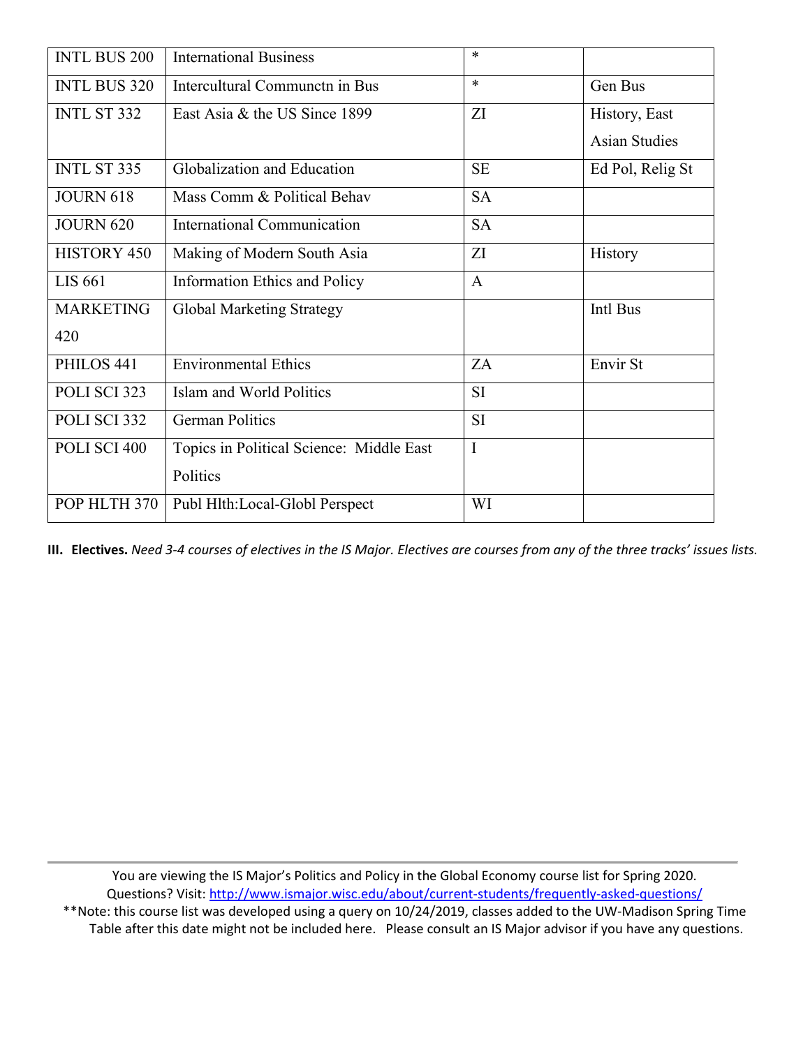| | | | |
|---|---|---|---|
| INTL BUS 200 | International Business | * | |
| INTL BUS 320 | Intercultural Communctn in Bus | * | Gen Bus |
| INTL ST 332 | East Asia & the US Since 1899 | ZI | History, East Asian Studies |
| INTL ST 335 | Globalization and Education | SE | Ed Pol, Relig St |
| JOURN 618 | Mass Comm & Political Behav | SA | |
| JOURN 620 | International Communication | SA | |
| HISTORY 450 | Making of Modern South Asia | ZI | History |
| LIS 661 | Information Ethics and Policy | A | |
| MARKETING 420 | Global Marketing Strategy | | Intl Bus |
| PHILOS 441 | Environmental Ethics | ZA | Envir St |
| POLI SCI 323 | Islam and World Politics | SI | |
| POLI SCI 332 | German Politics | SI | |
| POLI SCI 400 | Topics in Political Science: Middle East Politics | I | |
| POP HLTH 370 | Publ Hlth:Local-Globl Perspect | WI | |

**III. Electives.** *Need 3-4 courses of electives in the IS Major. Electives are courses from any of the three tracks' issues lists.*

You are viewing the IS Major's Politics and Policy in the Global Economy course list for Spring 2020.
Questions? Visit: http://www.ismajor.wisc.edu/about/current-students/frequently-asked-questions/
**Note: this course list was developed using a query on 10/24/2019, classes added to the UW-Madison Spring Time Table after this date might not be included here. Please consult an IS Major advisor if you have any questions.